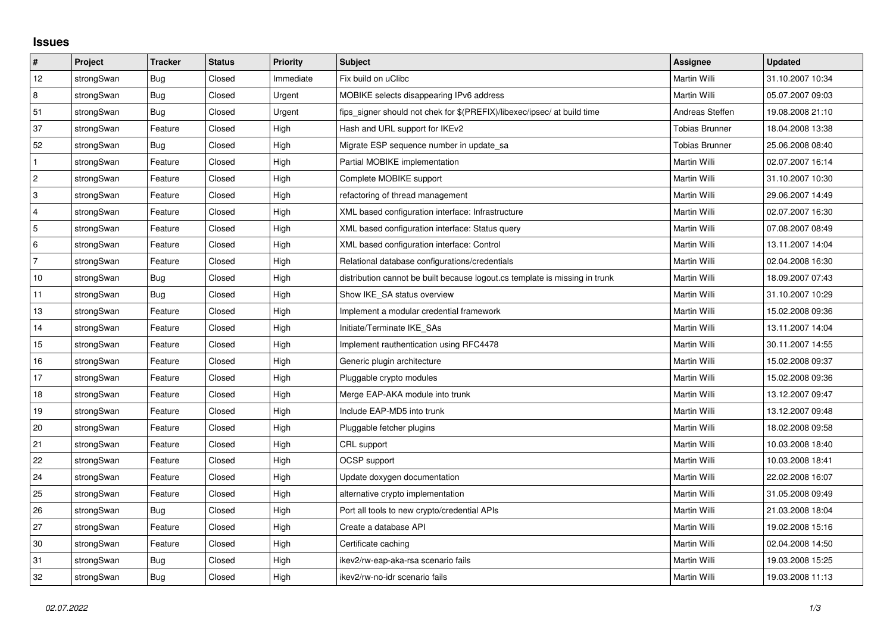# Issues

| # | Project | Tracker | Status | Priority | Subject | Assignee | Updated |
|---|---|---|---|---|---|---|---|
| 12 | strongSwan | Bug | Closed | Immediate | Fix build on uClibc | Martin Willi | 31.10.2007 10:34 |
| 8 | strongSwan | Bug | Closed | Urgent | MOBIKE selects disappearing IPv6 address | Martin Willi | 05.07.2007 09:03 |
| 51 | strongSwan | Bug | Closed | Urgent | fips_signer should not chek for $(PREFIX)/libexec/ipsec/ at build time | Andreas Steffen | 19.08.2008 21:10 |
| 37 | strongSwan | Feature | Closed | High | Hash and URL support for IKEv2 | Tobias Brunner | 18.04.2008 13:38 |
| 52 | strongSwan | Bug | Closed | High | Migrate ESP sequence number in update_sa | Tobias Brunner | 25.06.2008 08:40 |
| 1 | strongSwan | Feature | Closed | High | Partial MOBIKE implementation | Martin Willi | 02.07.2007 16:14 |
| 2 | strongSwan | Feature | Closed | High | Complete MOBIKE support | Martin Willi | 31.10.2007 10:30 |
| 3 | strongSwan | Feature | Closed | High | refactoring of thread management | Martin Willi | 29.06.2007 14:49 |
| 4 | strongSwan | Feature | Closed | High | XML based configuration interface: Infrastructure | Martin Willi | 02.07.2007 16:30 |
| 5 | strongSwan | Feature | Closed | High | XML based configuration interface: Status query | Martin Willi | 07.08.2007 08:49 |
| 6 | strongSwan | Feature | Closed | High | XML based configuration interface: Control | Martin Willi | 13.11.2007 14:04 |
| 7 | strongSwan | Feature | Closed | High | Relational database configurations/credentials | Martin Willi | 02.04.2008 16:30 |
| 10 | strongSwan | Bug | Closed | High | distribution cannot be built because logout.cs template is missing in trunk | Martin Willi | 18.09.2007 07:43 |
| 11 | strongSwan | Bug | Closed | High | Show IKE_SA status overview | Martin Willi | 31.10.2007 10:29 |
| 13 | strongSwan | Feature | Closed | High | Implement a modular credential framework | Martin Willi | 15.02.2008 09:36 |
| 14 | strongSwan | Feature | Closed | High | Initiate/Terminate IKE_SAs | Martin Willi | 13.11.2007 14:04 |
| 15 | strongSwan | Feature | Closed | High | Implement rauthentication using RFC4478 | Martin Willi | 30.11.2007 14:55 |
| 16 | strongSwan | Feature | Closed | High | Generic plugin architecture | Martin Willi | 15.02.2008 09:37 |
| 17 | strongSwan | Feature | Closed | High | Pluggable crypto modules | Martin Willi | 15.02.2008 09:36 |
| 18 | strongSwan | Feature | Closed | High | Merge EAP-AKA module into trunk | Martin Willi | 13.12.2007 09:47 |
| 19 | strongSwan | Feature | Closed | High | Include EAP-MD5 into trunk | Martin Willi | 13.12.2007 09:48 |
| 20 | strongSwan | Feature | Closed | High | Pluggable fetcher plugins | Martin Willi | 18.02.2008 09:58 |
| 21 | strongSwan | Feature | Closed | High | CRL support | Martin Willi | 10.03.2008 18:40 |
| 22 | strongSwan | Feature | Closed | High | OCSP support | Martin Willi | 10.03.2008 18:41 |
| 24 | strongSwan | Feature | Closed | High | Update doxygen documentation | Martin Willi | 22.02.2008 16:07 |
| 25 | strongSwan | Feature | Closed | High | alternative crypto implementation | Martin Willi | 31.05.2008 09:49 |
| 26 | strongSwan | Bug | Closed | High | Port all tools to new crypto/credential APIs | Martin Willi | 21.03.2008 18:04 |
| 27 | strongSwan | Feature | Closed | High | Create a database API | Martin Willi | 19.02.2008 15:16 |
| 30 | strongSwan | Feature | Closed | High | Certificate caching | Martin Willi | 02.04.2008 14:50 |
| 31 | strongSwan | Bug | Closed | High | ikev2/rw-eap-aka-rsa scenario fails | Martin Willi | 19.03.2008 15:25 |
| 32 | strongSwan | Bug | Closed | High | ikev2/rw-no-idr scenario fails | Martin Willi | 19.03.2008 11:13 |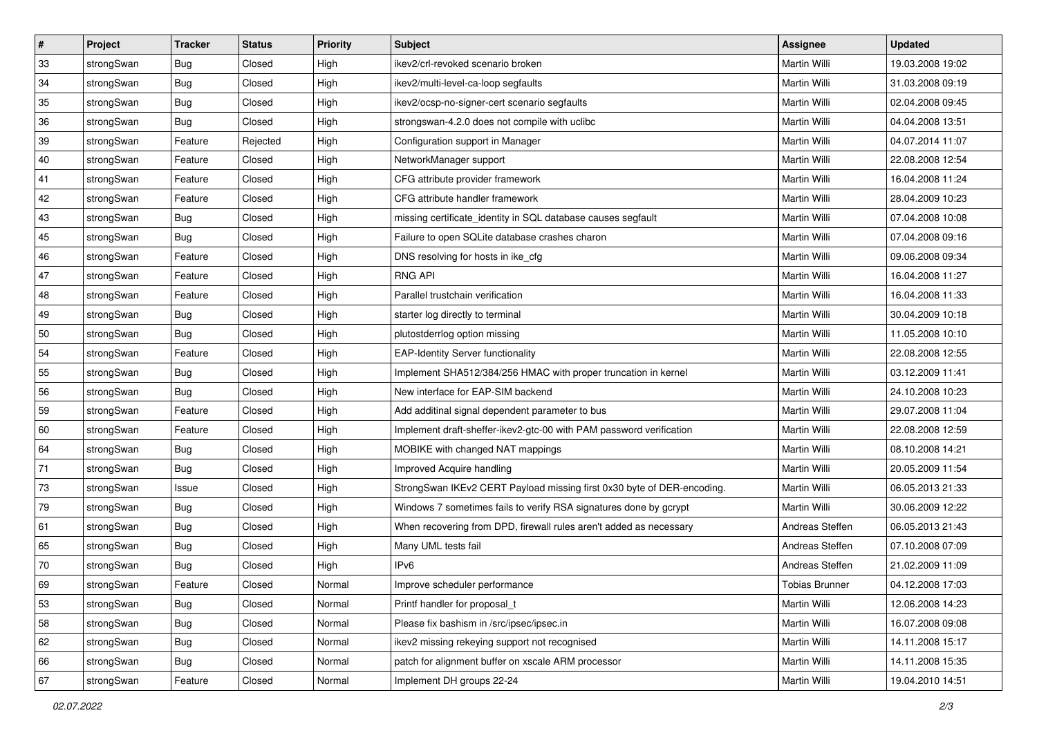| # | Project | Tracker | Status | Priority | Subject | Assignee | Updated |
|---|---|---|---|---|---|---|---|
| 33 | strongSwan | Bug | Closed | High | ikev2/crl-revoked scenario broken | Martin Willi | 19.03.2008 19:02 |
| 34 | strongSwan | Bug | Closed | High | ikev2/multi-level-ca-loop segfaults | Martin Willi | 31.03.2008 09:19 |
| 35 | strongSwan | Bug | Closed | High | ikev2/ocsp-no-signer-cert scenario segfaults | Martin Willi | 02.04.2008 09:45 |
| 36 | strongSwan | Bug | Closed | High | strongswan-4.2.0 does not compile with uclibc | Martin Willi | 04.04.2008 13:51 |
| 39 | strongSwan | Feature | Rejected | High | Configuration support in Manager | Martin Willi | 04.07.2014 11:07 |
| 40 | strongSwan | Feature | Closed | High | NetworkManager support | Martin Willi | 22.08.2008 12:54 |
| 41 | strongSwan | Feature | Closed | High | CFG attribute provider framework | Martin Willi | 16.04.2008 11:24 |
| 42 | strongSwan | Feature | Closed | High | CFG attribute handler framework | Martin Willi | 28.04.2009 10:23 |
| 43 | strongSwan | Bug | Closed | High | missing certificate_identity in SQL database causes segfault | Martin Willi | 07.04.2008 10:08 |
| 45 | strongSwan | Bug | Closed | High | Failure to open SQLite database crashes charon | Martin Willi | 07.04.2008 09:16 |
| 46 | strongSwan | Feature | Closed | High | DNS resolving for hosts in ike_cfg | Martin Willi | 09.06.2008 09:34 |
| 47 | strongSwan | Feature | Closed | High | RNG API | Martin Willi | 16.04.2008 11:27 |
| 48 | strongSwan | Feature | Closed | High | Parallel trustchain verification | Martin Willi | 16.04.2008 11:33 |
| 49 | strongSwan | Bug | Closed | High | starter log directly to terminal | Martin Willi | 30.04.2009 10:18 |
| 50 | strongSwan | Bug | Closed | High | plutostderrlog option missing | Martin Willi | 11.05.2008 10:10 |
| 54 | strongSwan | Feature | Closed | High | EAP-Identity Server functionality | Martin Willi | 22.08.2008 12:55 |
| 55 | strongSwan | Bug | Closed | High | Implement SHA512/384/256 HMAC with proper truncation in kernel | Martin Willi | 03.12.2009 11:41 |
| 56 | strongSwan | Bug | Closed | High | New interface for EAP-SIM backend | Martin Willi | 24.10.2008 10:23 |
| 59 | strongSwan | Feature | Closed | High | Add additinal signal dependent parameter to bus | Martin Willi | 29.07.2008 11:04 |
| 60 | strongSwan | Feature | Closed | High | Implement draft-sheffer-ikev2-gtc-00 with PAM password verification | Martin Willi | 22.08.2008 12:59 |
| 64 | strongSwan | Bug | Closed | High | MOBIKE with changed NAT mappings | Martin Willi | 08.10.2008 14:21 |
| 71 | strongSwan | Bug | Closed | High | Improved Acquire handling | Martin Willi | 20.05.2009 11:54 |
| 73 | strongSwan | Issue | Closed | High | StrongSwan IKEv2 CERT Payload missing first 0x30 byte of DER-encoding. | Martin Willi | 06.05.2013 21:33 |
| 79 | strongSwan | Bug | Closed | High | Windows 7 sometimes fails to verify RSA signatures done by gcrypt | Martin Willi | 30.06.2009 12:22 |
| 61 | strongSwan | Bug | Closed | High | When recovering from DPD, firewall rules aren't added as necessary | Andreas Steffen | 06.05.2013 21:43 |
| 65 | strongSwan | Bug | Closed | High | Many UML tests fail | Andreas Steffen | 07.10.2008 07:09 |
| 70 | strongSwan | Bug | Closed | High | IPv6 | Andreas Steffen | 21.02.2009 11:09 |
| 69 | strongSwan | Feature | Closed | Normal | Improve scheduler performance | Tobias Brunner | 04.12.2008 17:03 |
| 53 | strongSwan | Bug | Closed | Normal | Printf handler for proposal_t | Martin Willi | 12.06.2008 14:23 |
| 58 | strongSwan | Bug | Closed | Normal | Please fix bashism in /src/ipsec/ipsec.in | Martin Willi | 16.07.2008 09:08 |
| 62 | strongSwan | Bug | Closed | Normal | ikev2 missing rekeying support not recognised | Martin Willi | 14.11.2008 15:17 |
| 66 | strongSwan | Bug | Closed | Normal | patch for alignment buffer on xscale ARM processor | Martin Willi | 14.11.2008 15:35 |
| 67 | strongSwan | Feature | Closed | Normal | Implement DH groups 22-24 | Martin Willi | 19.04.2010 14:51 |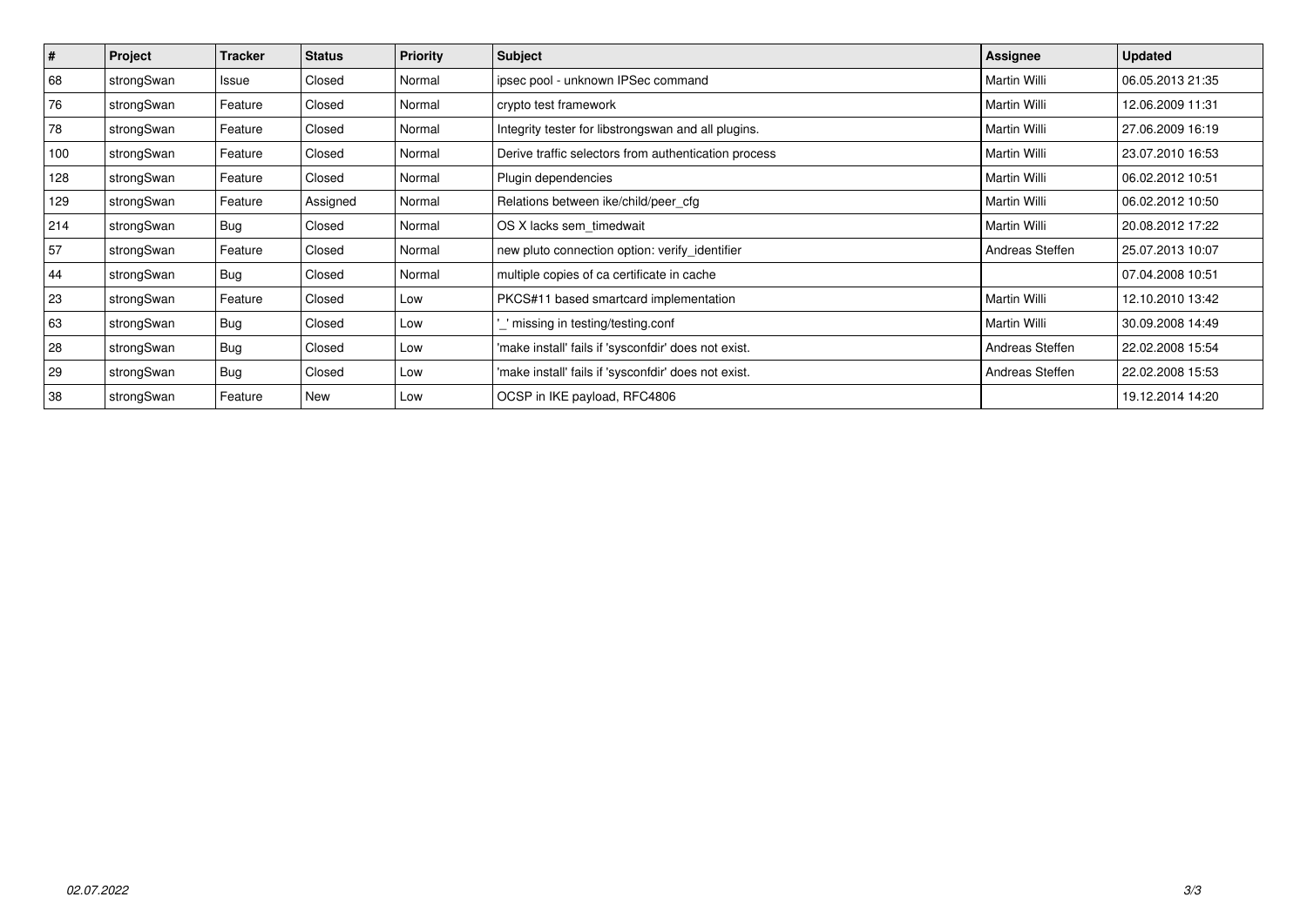| # | Project | Tracker | Status | Priority | Subject | Assignee | Updated |
|---|---|---|---|---|---|---|---|
| 68 | strongSwan | Issue | Closed | Normal | ipsec pool - unknown IPSec command | Martin Willi | 06.05.2013 21:35 |
| 76 | strongSwan | Feature | Closed | Normal | crypto test framework | Martin Willi | 12.06.2009 11:31 |
| 78 | strongSwan | Feature | Closed | Normal | Integrity tester for libstrongswan and all plugins. | Martin Willi | 27.06.2009 16:19 |
| 100 | strongSwan | Feature | Closed | Normal | Derive traffic selectors from authentication process | Martin Willi | 23.07.2010 16:53 |
| 128 | strongSwan | Feature | Closed | Normal | Plugin dependencies | Martin Willi | 06.02.2012 10:51 |
| 129 | strongSwan | Feature | Assigned | Normal | Relations between ike/child/peer_cfg | Martin Willi | 06.02.2012 10:50 |
| 214 | strongSwan | Bug | Closed | Normal | OS X lacks sem_timedwait | Martin Willi | 20.08.2012 17:22 |
| 57 | strongSwan | Feature | Closed | Normal | new pluto connection option: verify_identifier | Andreas Steffen | 25.07.2013 10:07 |
| 44 | strongSwan | Bug | Closed | Normal | multiple copies of ca certificate in cache | | 07.04.2008 10:51 |
| 23 | strongSwan | Feature | Closed | Low | PKCS#11 based smartcard implementation | Martin Willi | 12.10.2010 13:42 |
| 63 | strongSwan | Bug | Closed | Low | '_' missing in testing/testing.conf | Martin Willi | 30.09.2008 14:49 |
| 28 | strongSwan | Bug | Closed | Low | 'make install' fails if 'sysconfdir' does not exist. | Andreas Steffen | 22.02.2008 15:54 |
| 29 | strongSwan | Bug | Closed | Low | 'make install' fails if 'sysconfdir' does not exist. | Andreas Steffen | 22.02.2008 15:53 |
| 38 | strongSwan | Feature | New | Low | OCSP in IKE payload, RFC4806 | | 19.12.2014 14:20 |